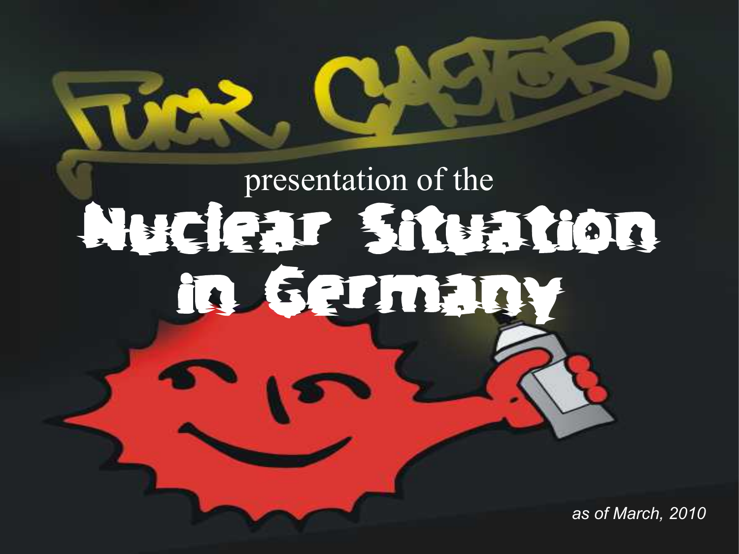Fuck Castor

presentation of the

# Nuclear Situation in Germany

*as of March, 2010*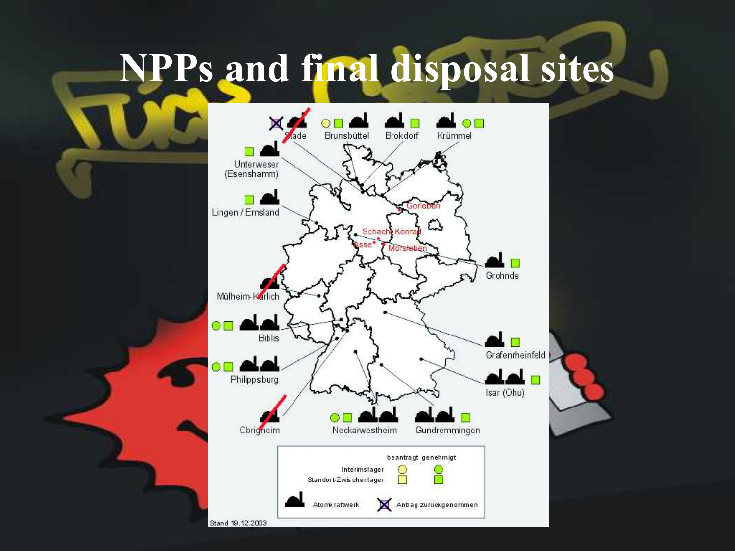# NPPs and final disposal sites

Stade · Brunsbüttel · Brokdorf · Krümmel

Unterweser (Esenshamm)

Lingen / Emsland

Gorleben

Schacht Konrad

Asse

Morsleben

Grohnde

Mülheim-Kärlich

Biblis

Grafenrheinfeld

Philippsburg

Isar (Ohu)

Obrigheim

Neckarwestheim

Gundremmingen

| | beantragt | genehmigt |
|---|---|---|
| Interimslager | ○ | ● |
| Standort-Zwischenlager | □ | ■ |

Atomkraftwerk

Antrag zurückgenommen

Stand 19.12.2003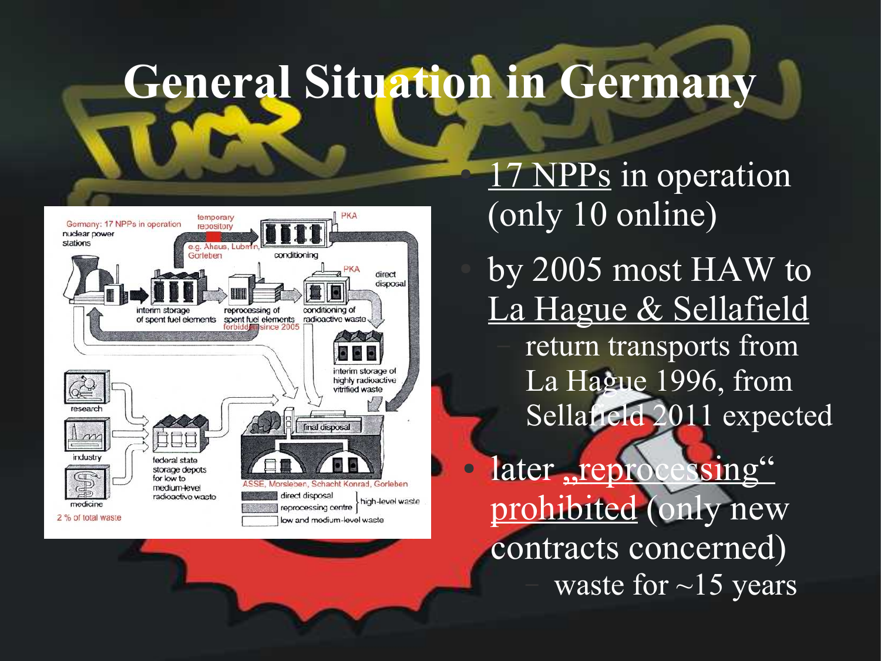# General Situation in Germany

- 17 NPPs in operation (only 10 online)
- by 2005 most HAW to La Hague & Sellafield
  - return transports from La Hague 1996, from Sellafield 2011 expected
- later „reprocessing" prohibited (only new contracts concerned)
  - waste for ~15 years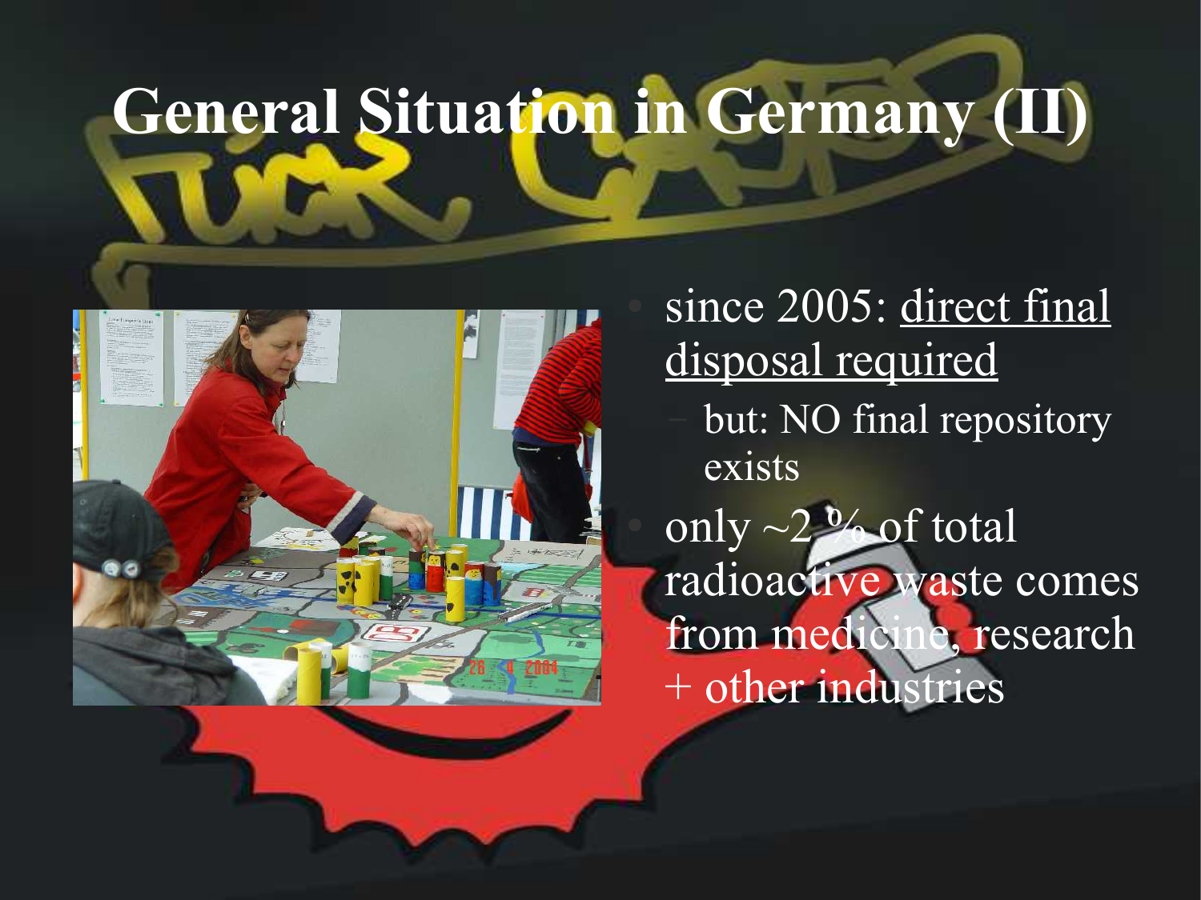# General Situation in Germany (II)

- since 2005: direct final disposal required
  - but: NO final repository exists
- only ~2 % of total radioactive waste comes from medicine, research + other industries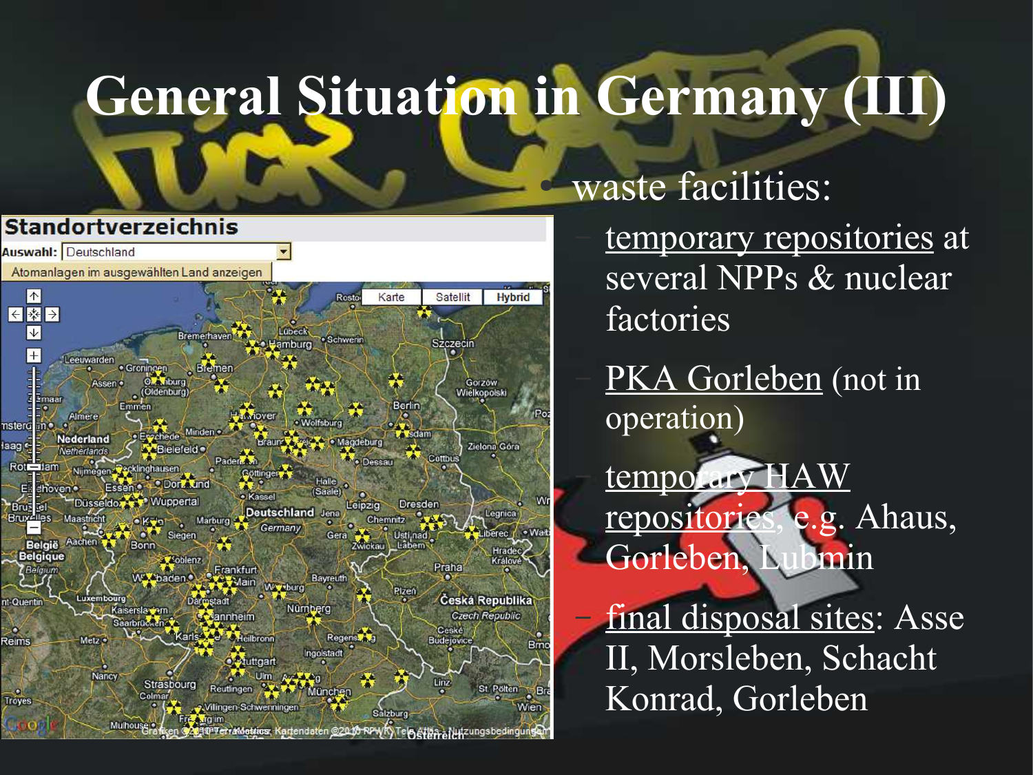# General Situation in Germany (III)

- waste facilities:
  - temporary repositories at several NPPs & nuclear factories
  - PKA Gorleben (not in operation)
  - temporary HAW repositories, e.g. Ahaus, Gorleben, Lubmin
  - final disposal sites: Asse II, Morsleben, Schacht Konrad, Gorleben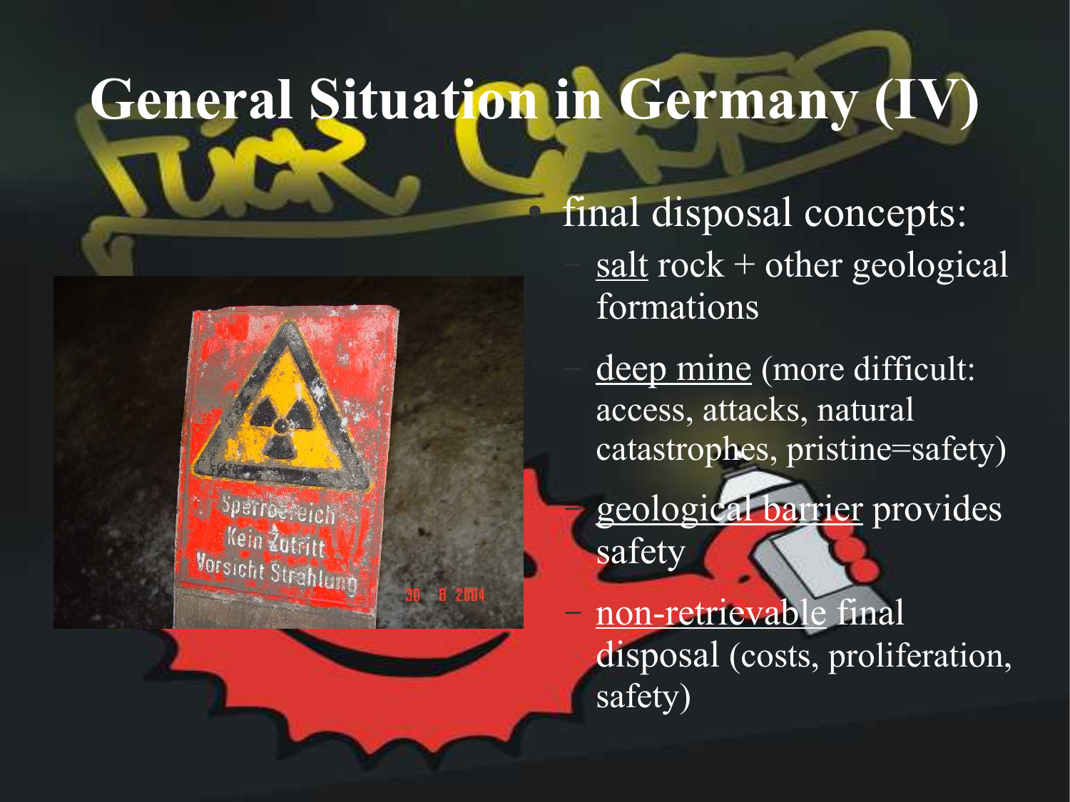# General Situation in Germany (IV)

- final disposal concepts:
  - salt rock + other geological formations
  - deep mine (more difficult: access, attacks, natural catastrophes, pristine=safety)
  - geological barrier provides safety
  - non-retrievable final disposal (costs, proliferation, safety)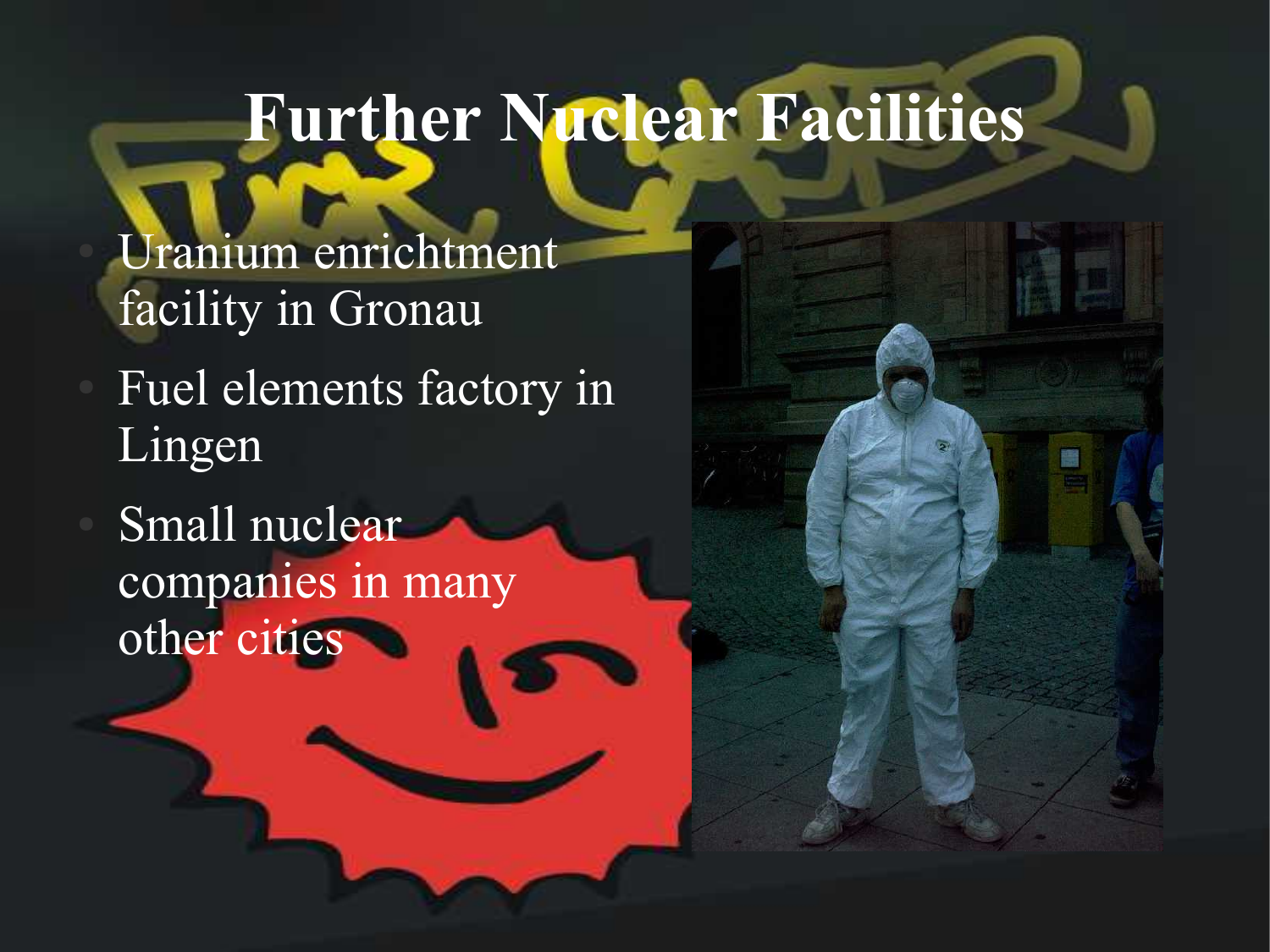# Further Nuclear Facilities

- Uranium enrichtment facility in Gronau
- Fuel elements factory in Lingen
- Small nuclear companies in many other cities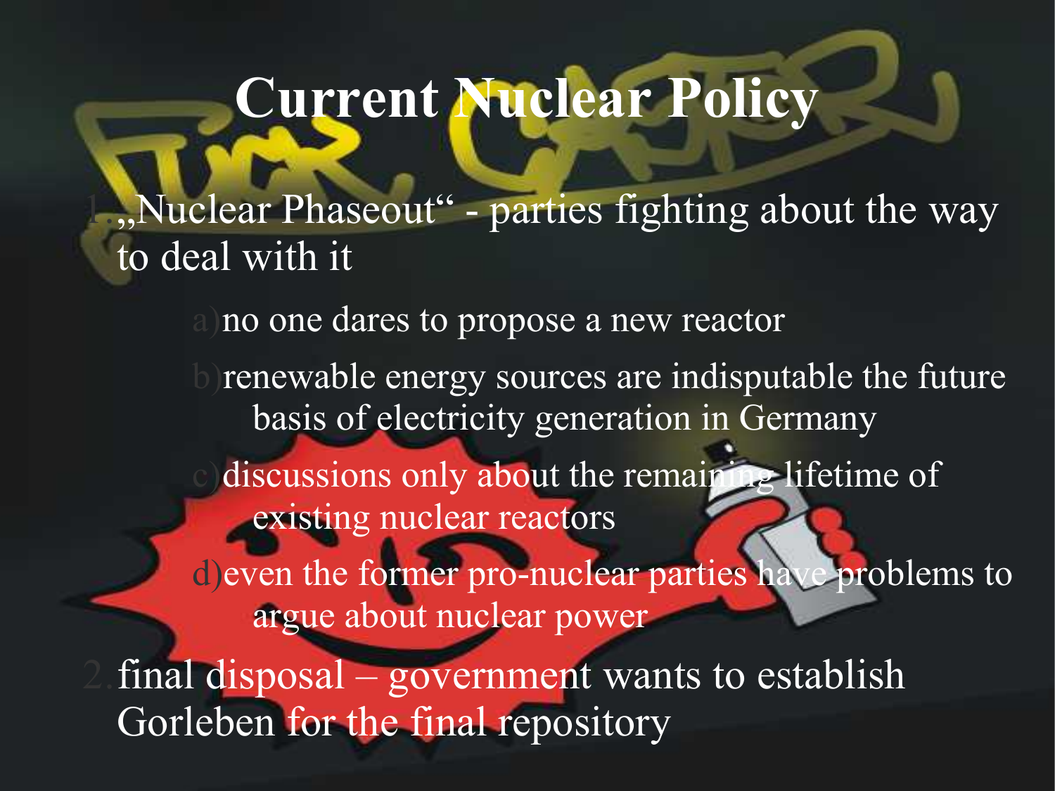# Current Nuclear Policy

1. „Nuclear Phaseout" - parties fighting about the way to deal with it
   a) no one dares to propose a new reactor
   b) renewable energy sources are indisputable the future basis of electricity generation in Germany
   c) discussions only about the remaining lifetime of existing nuclear reactors
   d) even the former pro-nuclear parties have problems to argue about nuclear power
2. final disposal – government wants to establish Gorleben for the final repository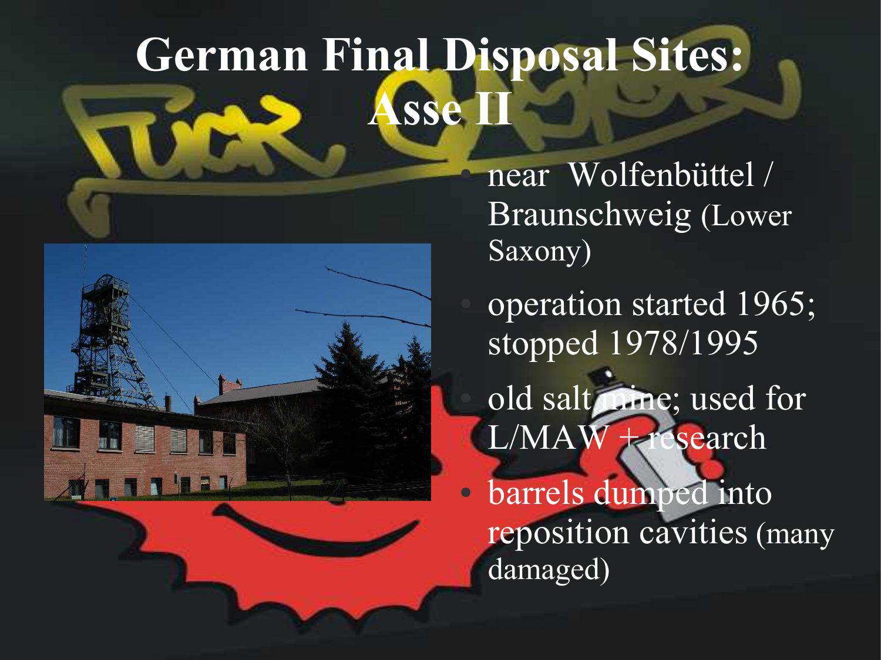# German Final Disposal Sites: Asse II

- near Wolfenbüttel / Braunschweig (Lower Saxony)
- operation started 1965; stopped 1978/1995
- old salt mine; used for L/MAW + research
- barrels dumped into reposition cavities (many damaged)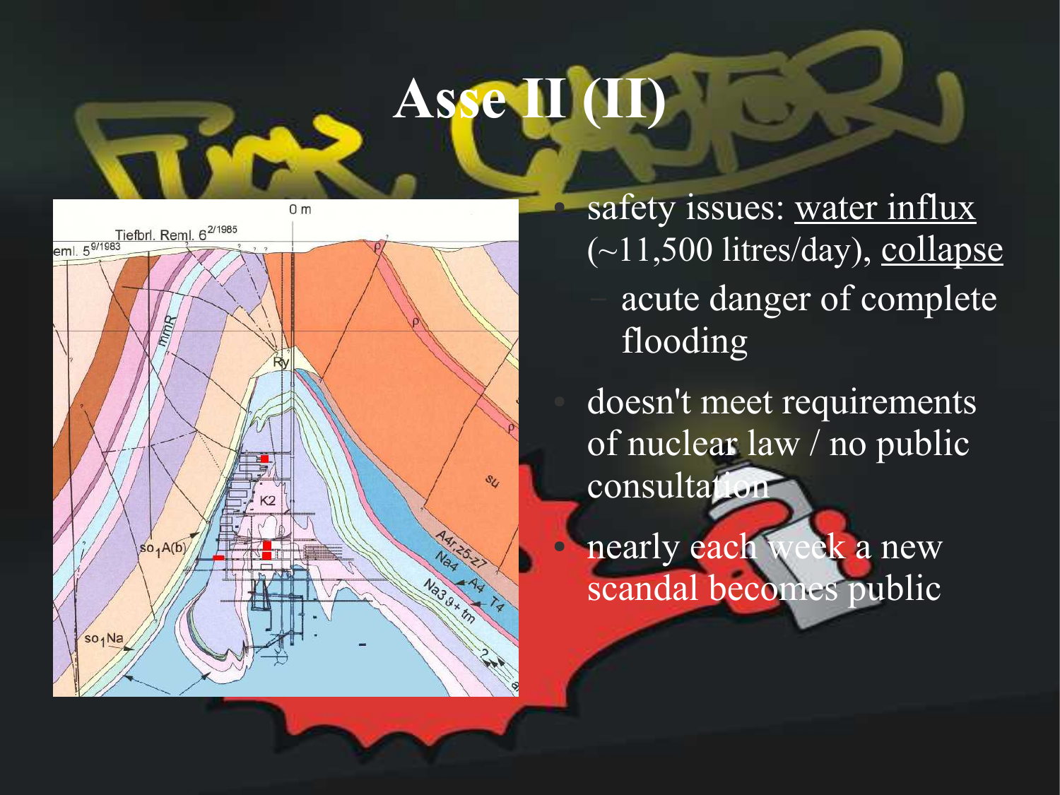# Asse II (II)

- safety issues: water influx (~11,500 litres/day), collapse
  - acute danger of complete flooding
- doesn't meet requirements of nuclear law / no public consultation
- nearly each week a new scandal becomes public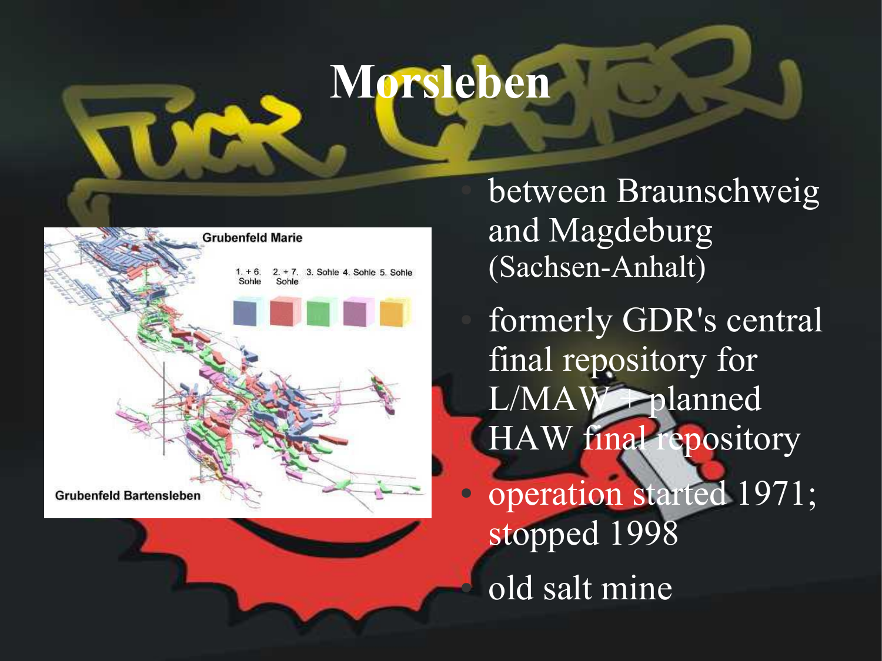# Morsleben

- between Braunschweig and Magdeburg (Sachsen-Anhalt)
- formerly GDR's central final repository for L/MAW + planned HAW final repository
- operation started 1971; stopped 1998
- old salt mine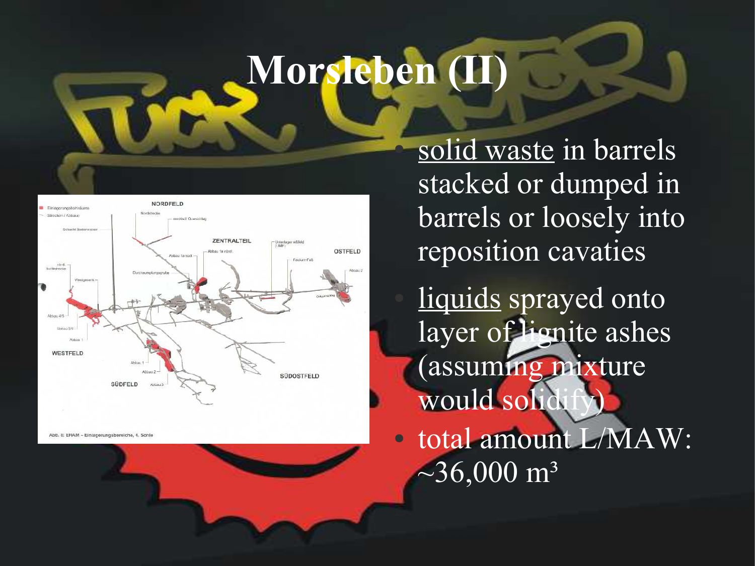# Morsleben (II)

- solid waste in barrels stacked or dumped in barrels or loosely into reposition cavaties
- liquids sprayed onto layer of lignite ashes (assuming mixture would solidify)
- total amount L/MAW: ~36,000 m³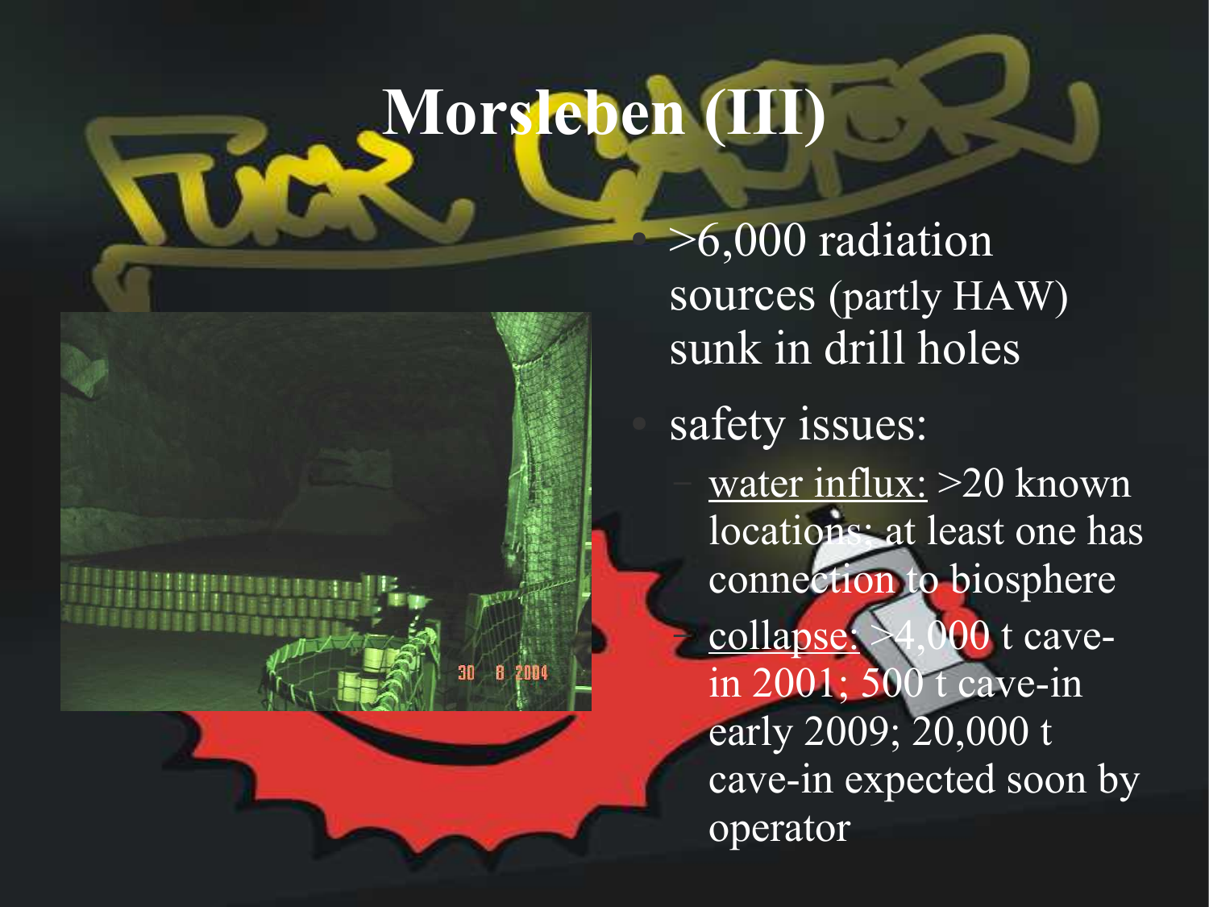# Morsleben (III)

- >6,000 radiation sources (partly HAW) sunk in drill holes
- safety issues:
  - water influx: >20 known locations; at least one has connection to biosphere
  - collapse: >4,000 t cave-in 2001; 500 t cave-in early 2009; 20,000 t cave-in expected soon by operator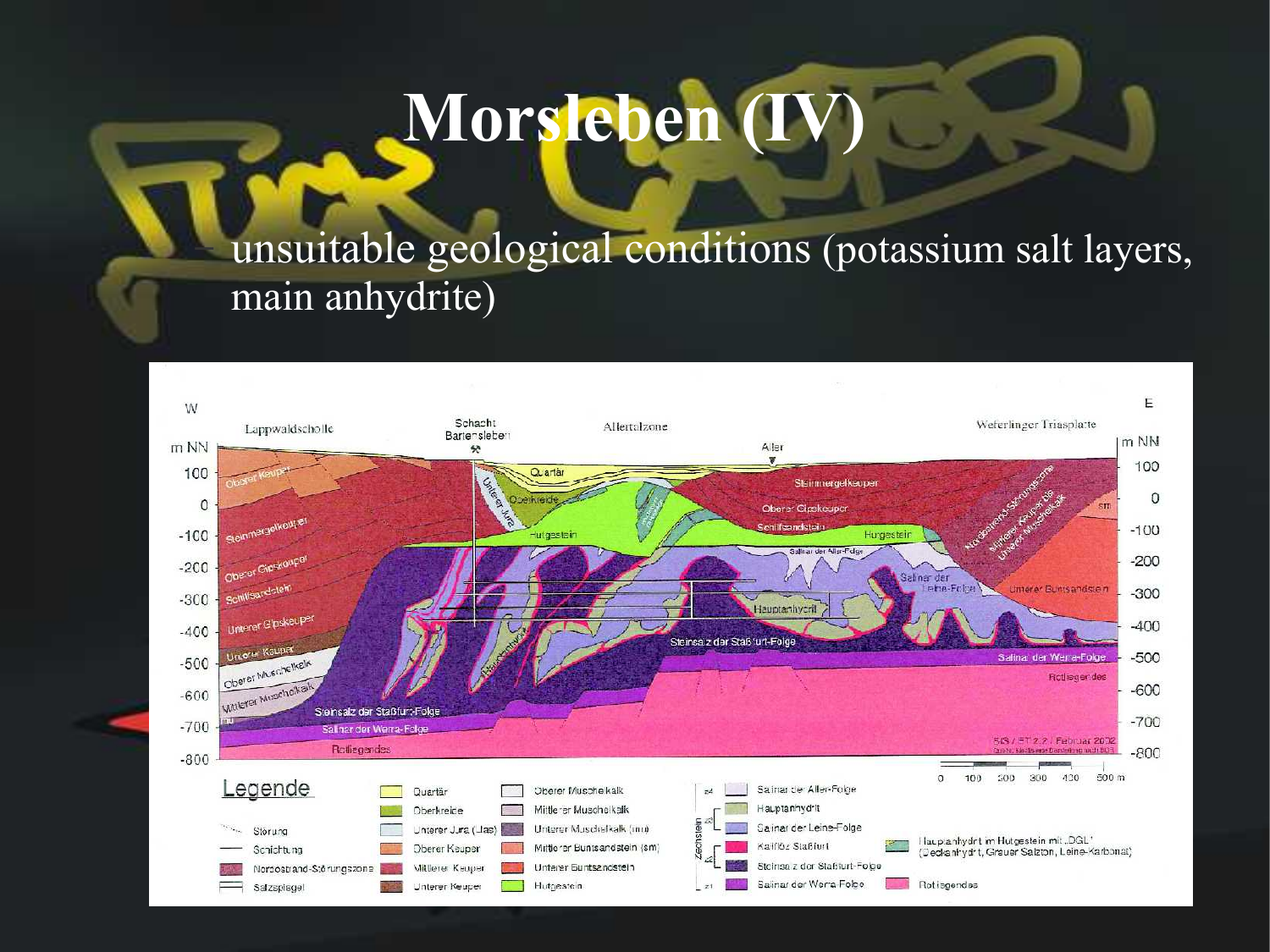# Morsleben (IV)

unsuitable geological conditions (potassium salt layers, main anhydrite)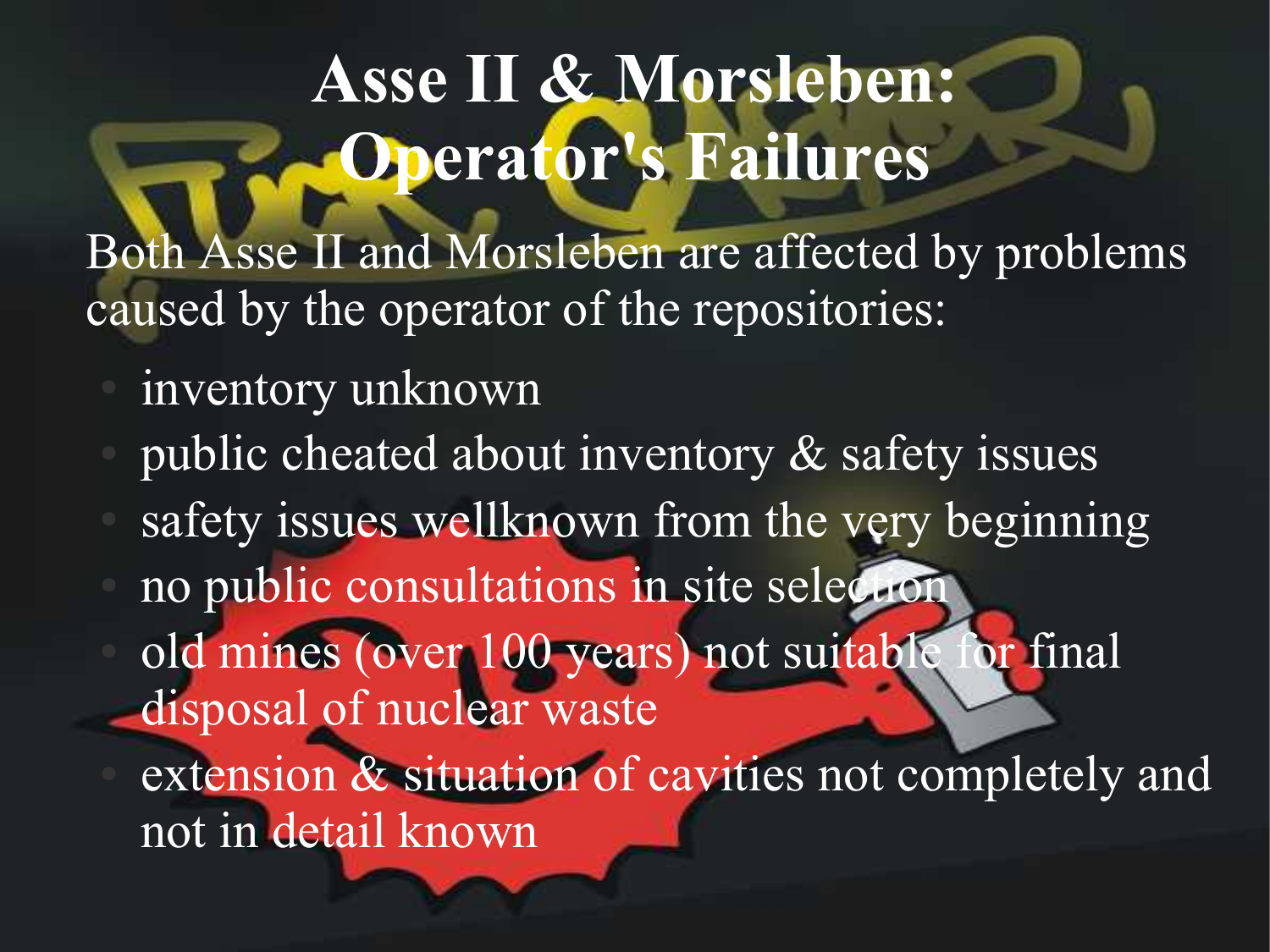# Asse II & Morsleben: Operator's Failures

Both Asse II and Morsleben are affected by problems caused by the operator of the repositories:

- inventory unknown
- public cheated about inventory & safety issues
- safety issues wellknown from the very beginning
- no public consultations in site selection
- old mines (over 100 years) not suitable for final disposal of nuclear waste
- extension & situation of cavities not completely and not in detail known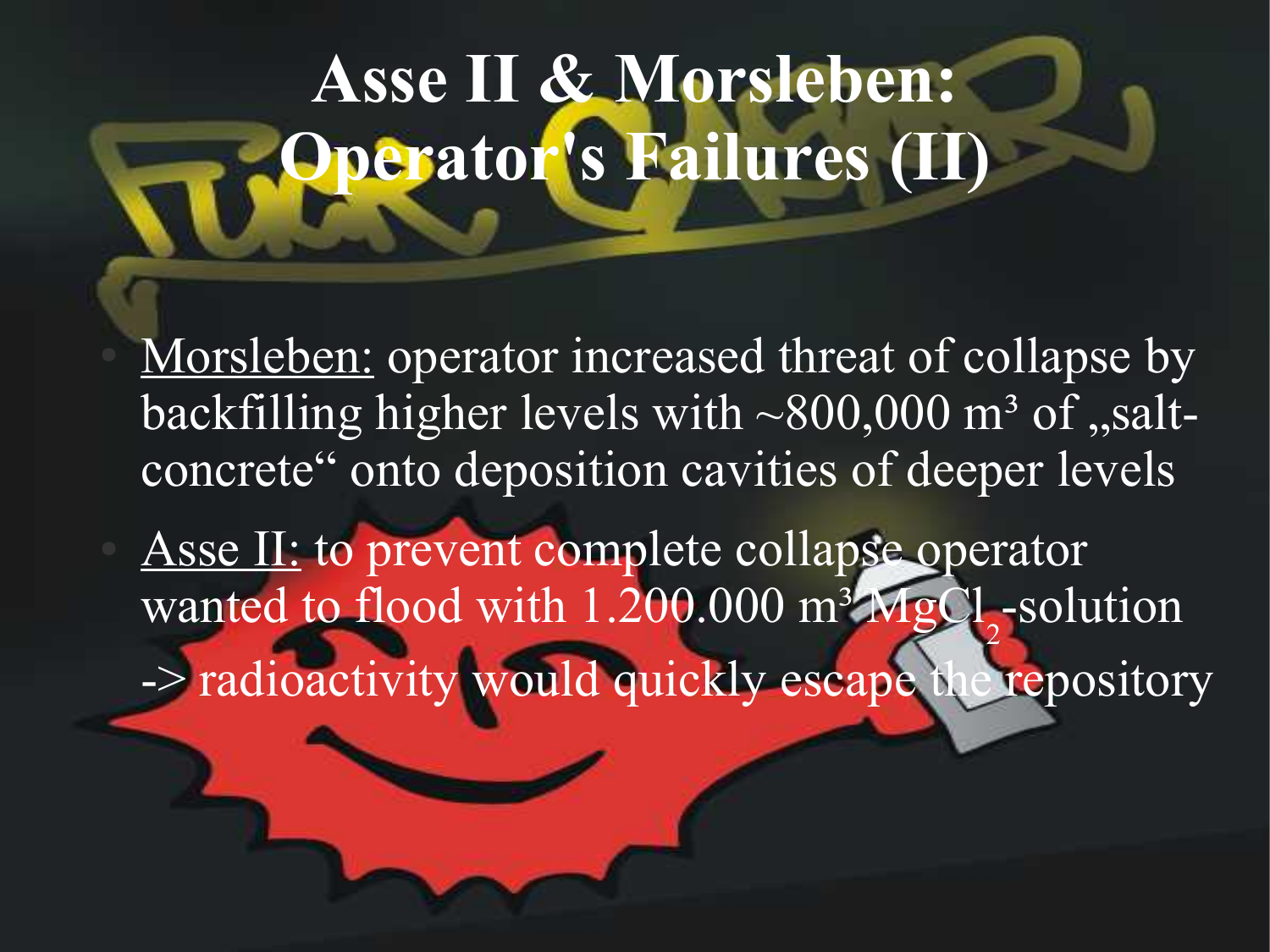# Asse II & Morsleben: Operator's Failures (II)

- Morsleben: operator increased threat of collapse by backfilling higher levels with ~800,000 m³ of „salt-concrete" onto deposition cavities of deeper levels
- Asse II: to prevent complete collapse operator wanted to flood with 1.200.000 m³ $MgCl_2$-solution -> radioactivity would quickly escape the repository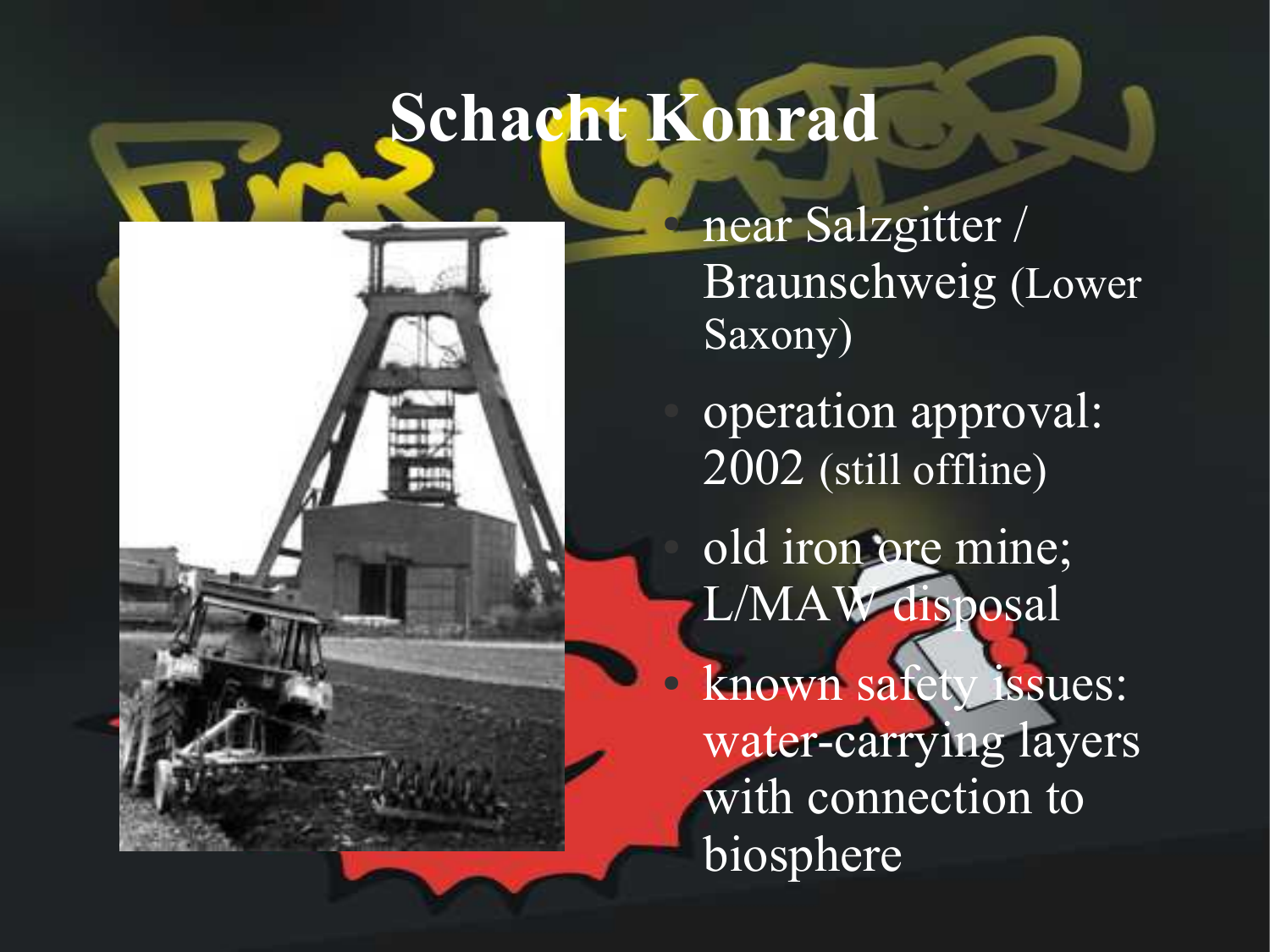# Schacht Konrad

- near Salzgitter / Braunschweig (Lower Saxony)
- operation approval: 2002 (still offline)
- old iron ore mine; L/MAW disposal
- known safety issues: water-carrying layers with connection to biosphere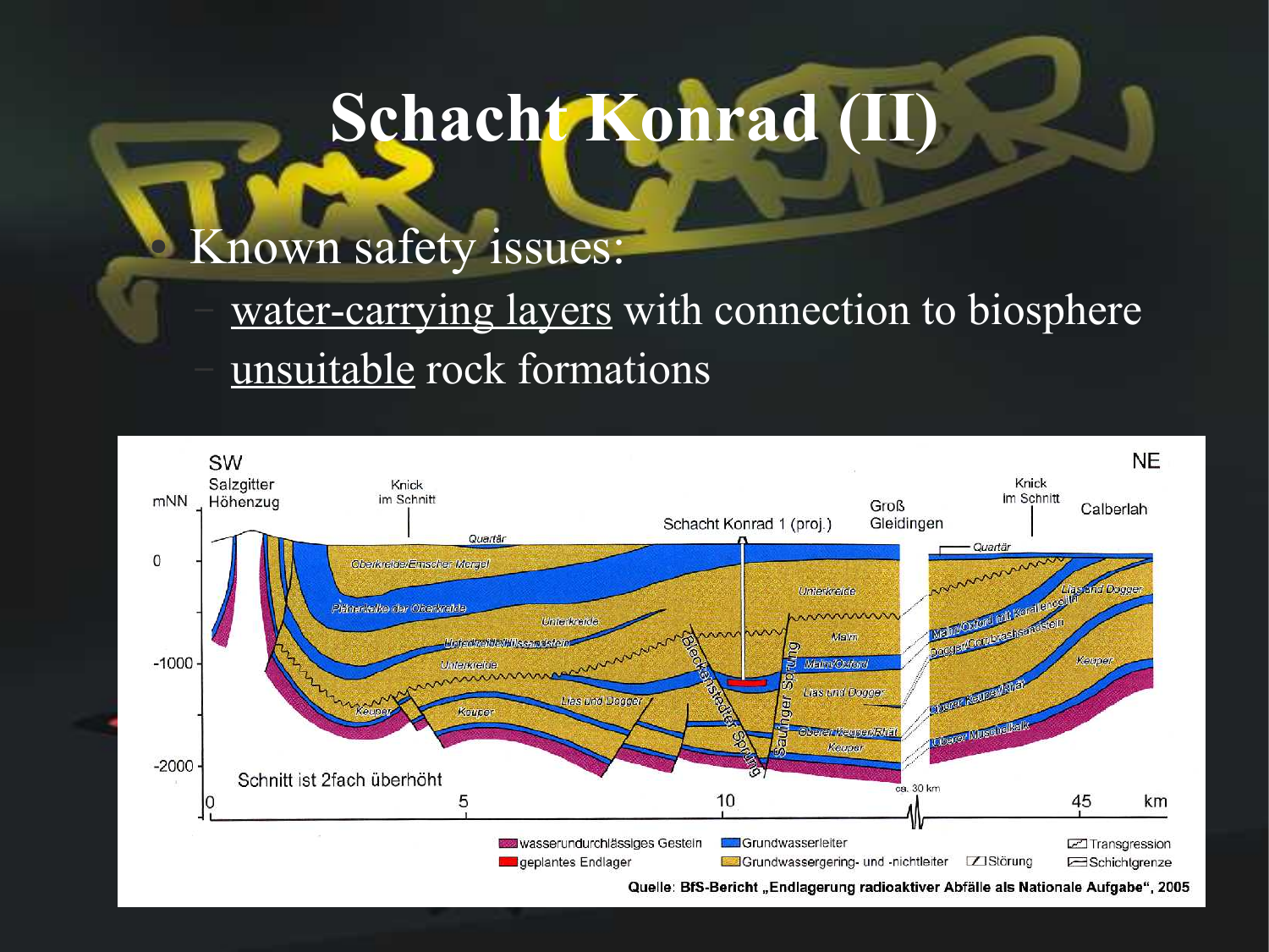# Schacht Konrad (II)

- Known safety issues:
  - water-carrying layers with connection to biosphere
  - unsuitable rock formations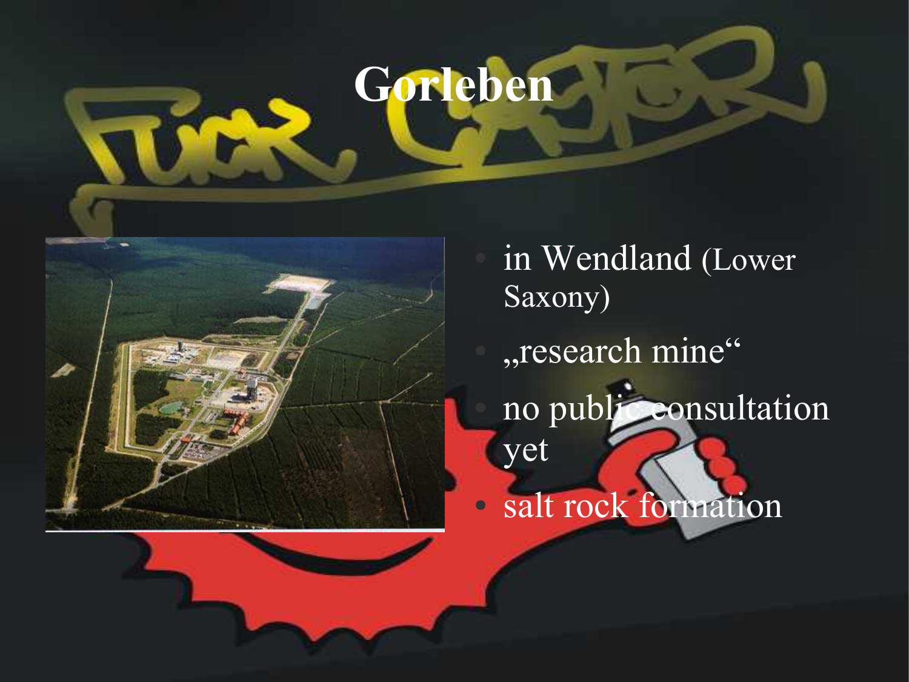# Gorleben

- in Wendland (Lower Saxony)
- „research mine“
- no public consultation yet
- salt rock formation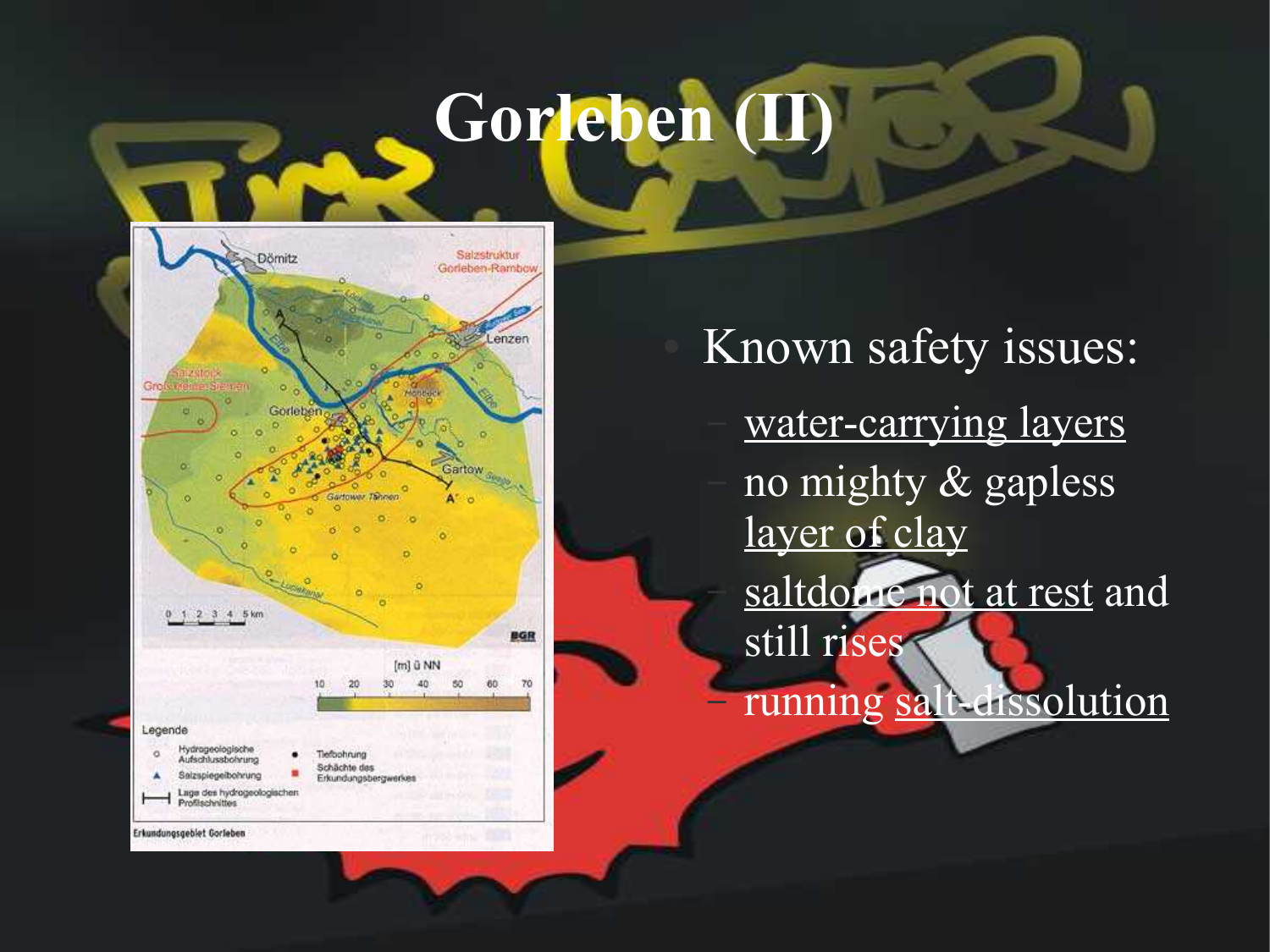# Gorleben (II)

- Known safety issues:
  - water-carrying layers
  - no mighty & gapless layer of clay
  - saltdome not at rest and still rises
  - running salt-dissolution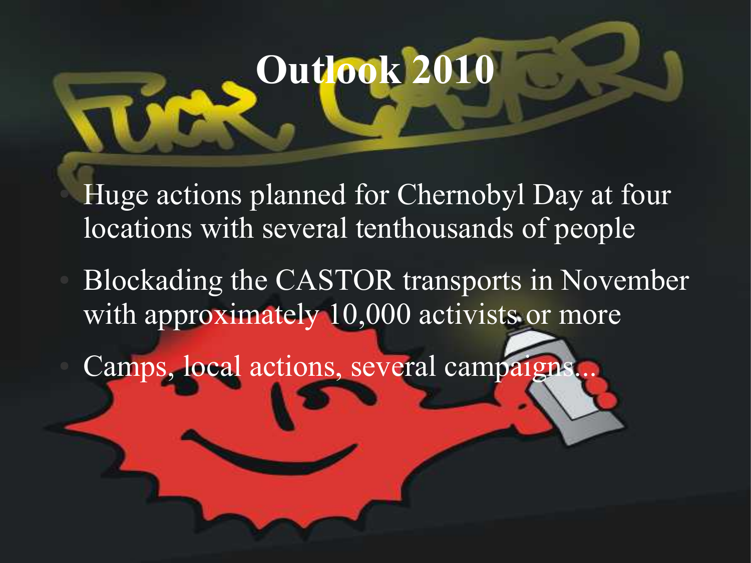# Outlook 2010

- Huge actions planned for Chernobyl Day at four locations with several tenthousands of people
- Blockading the CASTOR transports in November with approximately 10,000 activists or more
- Camps, local actions, several campaigns...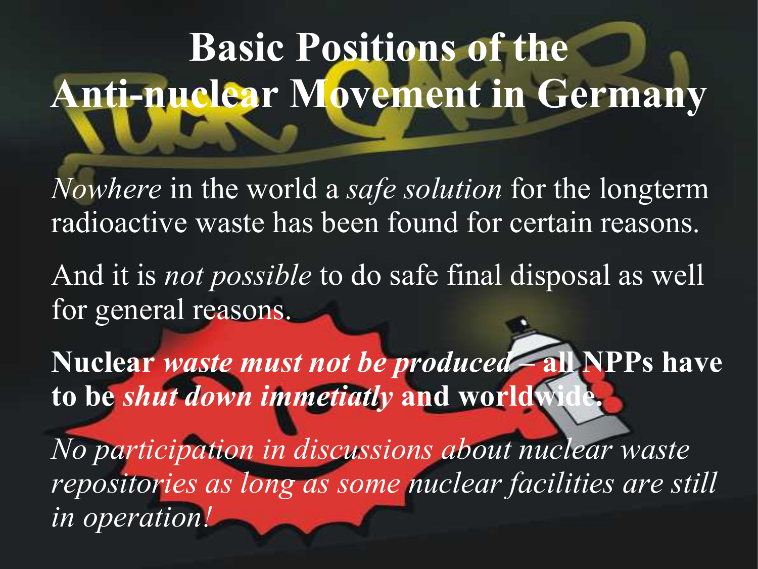# Basic Positions of the Anti-nuclear Movement in Germany

*Nowhere* in the world a *safe solution* for the longterm radioactive waste has been found for certain reasons.

And it is *not possible* to do safe final disposal as well for general reasons.

**Nuclear *waste must not be produced* – all NPPs have to be *shut down immetiatly* and worldwide.**

*No participation in discussions about nuclear waste repositories as long as some nuclear facilities are still in operation!*